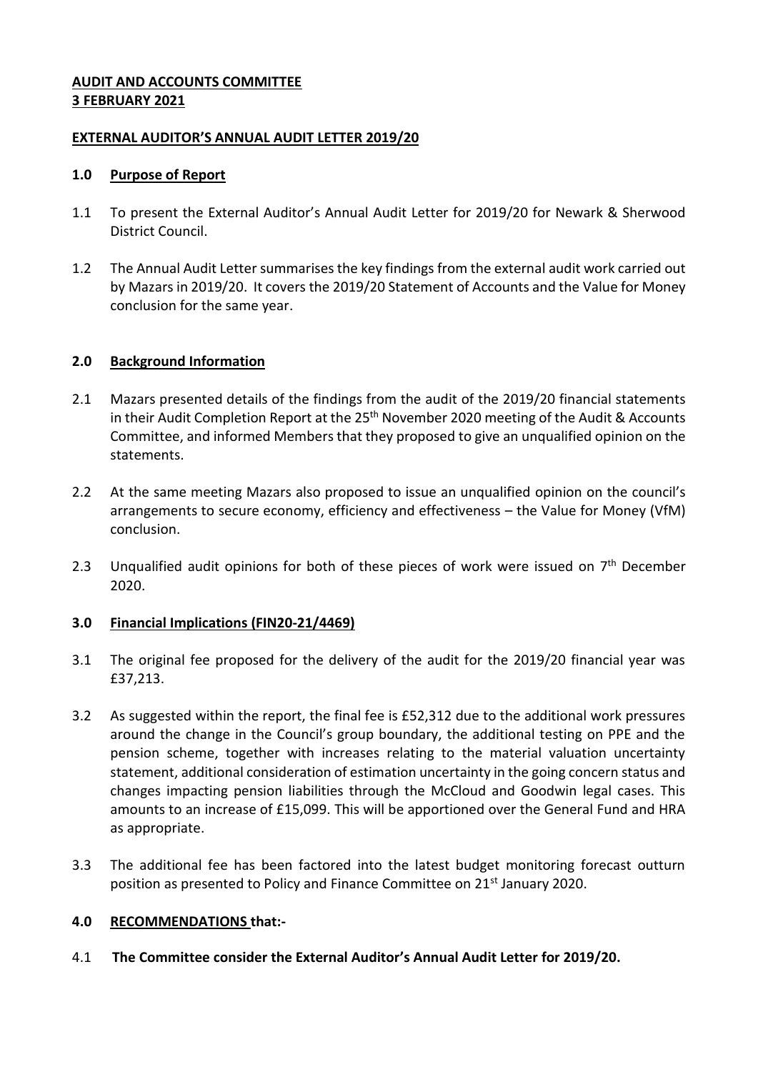**AUDIT AND ACCOUNTS COMMITTEE**
**3 FEBRUARY 2021**

**EXTERNAL AUDITOR'S ANNUAL AUDIT LETTER 2019/20**

## 1.0 Purpose of Report

1.1 To present the External Auditor's Annual Audit Letter for 2019/20 for Newark & Sherwood District Council.

1.2 The Annual Audit Letter summarises the key findings from the external audit work carried out by Mazars in 2019/20. It covers the 2019/20 Statement of Accounts and the Value for Money conclusion for the same year.

## 2.0 Background Information

2.1 Mazars presented details of the findings from the audit of the 2019/20 financial statements in their Audit Completion Report at the 25th November 2020 meeting of the Audit & Accounts Committee, and informed Members that they proposed to give an unqualified opinion on the statements.

2.2 At the same meeting Mazars also proposed to issue an unqualified opinion on the council's arrangements to secure economy, efficiency and effectiveness – the Value for Money (VfM) conclusion.

2.3 Unqualified audit opinions for both of these pieces of work were issued on 7th December 2020.

## 3.0 Financial Implications (FIN20-21/4469)

3.1 The original fee proposed for the delivery of the audit for the 2019/20 financial year was £37,213.

3.2 As suggested within the report, the final fee is £52,312 due to the additional work pressures around the change in the Council's group boundary, the additional testing on PPE and the pension scheme, together with increases relating to the material valuation uncertainty statement, additional consideration of estimation uncertainty in the going concern status and changes impacting pension liabilities through the McCloud and Goodwin legal cases. This amounts to an increase of £15,099. This will be apportioned over the General Fund and HRA as appropriate.

3.3 The additional fee has been factored into the latest budget monitoring forecast outturn position as presented to Policy and Finance Committee on 21st January 2020.

## 4.0 RECOMMENDATIONS that:-

4.1 **The Committee consider the External Auditor's Annual Audit Letter for 2019/20.**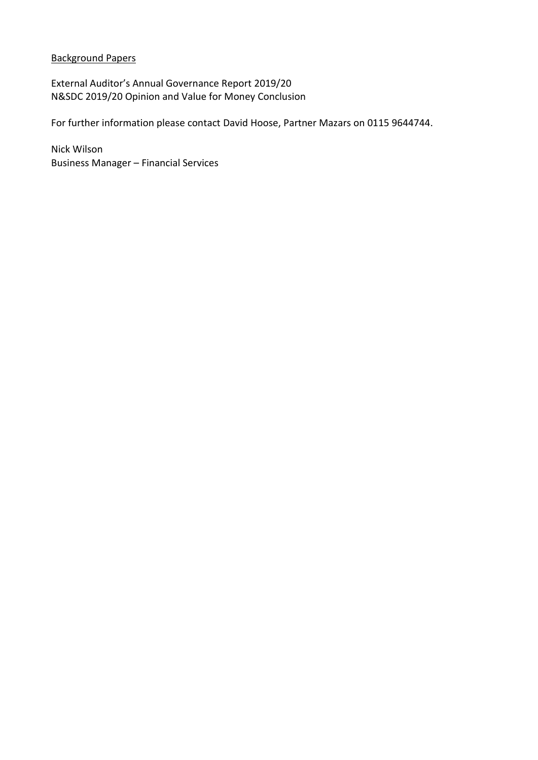Background Papers

External Auditor's Annual Governance Report 2019/20
N&SDC 2019/20 Opinion and Value for Money Conclusion

For further information please contact David Hoose, Partner Mazars on 0115 9644744.

Nick Wilson
Business Manager – Financial Services